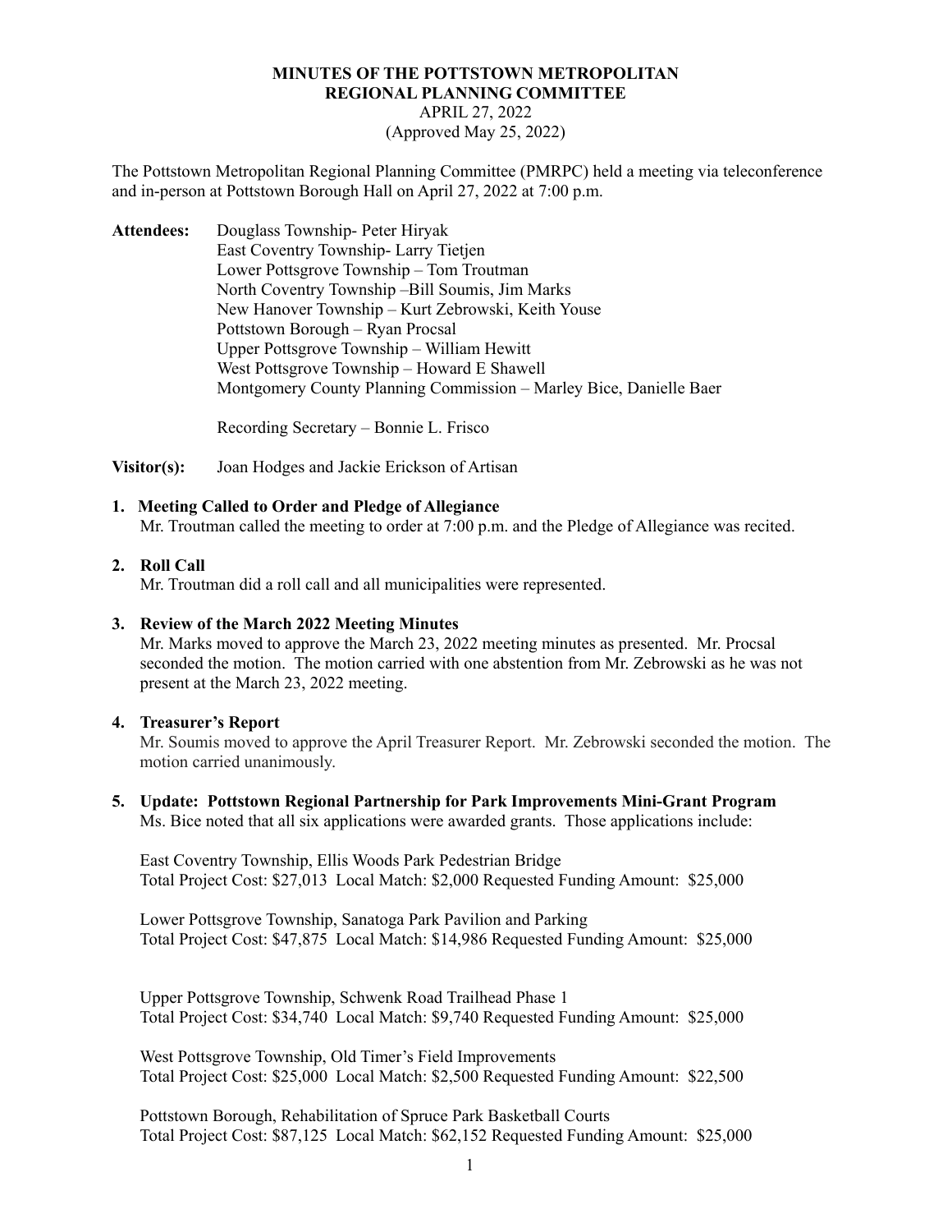# MINUTES OF THE POTTSTOWN METROPOLITAN REGIONAL PLANNING COMMITTEE

APRIL 27, 2022
(Approved May 25, 2022)

The Pottstown Metropolitan Regional Planning Committee (PMRPC) held a meeting via teleconference and in-person at Pottstown Borough Hall on April 27, 2022 at 7:00 p.m.

**Attendees:** Douglass Township- Peter Hiryak
East Coventry Township- Larry Tietjen
Lower Pottsgrove Township – Tom Troutman
North Coventry Township –Bill Soumis, Jim Marks
New Hanover Township – Kurt Zebrowski, Keith Youse
Pottstown Borough – Ryan Procsal
Upper Pottsgrove Township – William Hewitt
West Pottsgrove Township – Howard E Shawell
Montgomery County Planning Commission – Marley Bice, Danielle Baer

Recording Secretary – Bonnie L. Frisco

**Visitor(s):** Joan Hodges and Jackie Erickson of Artisan

**1. Meeting Called to Order and Pledge of Allegiance**

Mr. Troutman called the meeting to order at 7:00 p.m. and the Pledge of Allegiance was recited.

**2. Roll Call**

Mr. Troutman did a roll call and all municipalities were represented.

**3. Review of the March 2022 Meeting Minutes**

Mr. Marks moved to approve the March 23, 2022 meeting minutes as presented. Mr. Procsal seconded the motion. The motion carried with one abstention from Mr. Zebrowski as he was not present at the March 23, 2022 meeting.

**4. Treasurer's Report**

Mr. Soumis moved to approve the April Treasurer Report. Mr. Zebrowski seconded the motion. The motion carried unanimously.

**5. Update: Pottstown Regional Partnership for Park Improvements Mini-Grant Program**

Ms. Bice noted that all six applications were awarded grants. Those applications include:

East Coventry Township, Ellis Woods Park Pedestrian Bridge
Total Project Cost: $27,013 Local Match: $2,000 Requested Funding Amount: $25,000

Lower Pottsgrove Township, Sanatoga Park Pavilion and Parking
Total Project Cost: $47,875 Local Match: $14,986 Requested Funding Amount: $25,000

Upper Pottsgrove Township, Schwenk Road Trailhead Phase 1
Total Project Cost: $34,740 Local Match: $9,740 Requested Funding Amount: $25,000

West Pottsgrove Township, Old Timer's Field Improvements
Total Project Cost: $25,000 Local Match: $2,500 Requested Funding Amount: $22,500

Pottstown Borough, Rehabilitation of Spruce Park Basketball Courts
Total Project Cost: $87,125 Local Match: $62,152 Requested Funding Amount: $25,000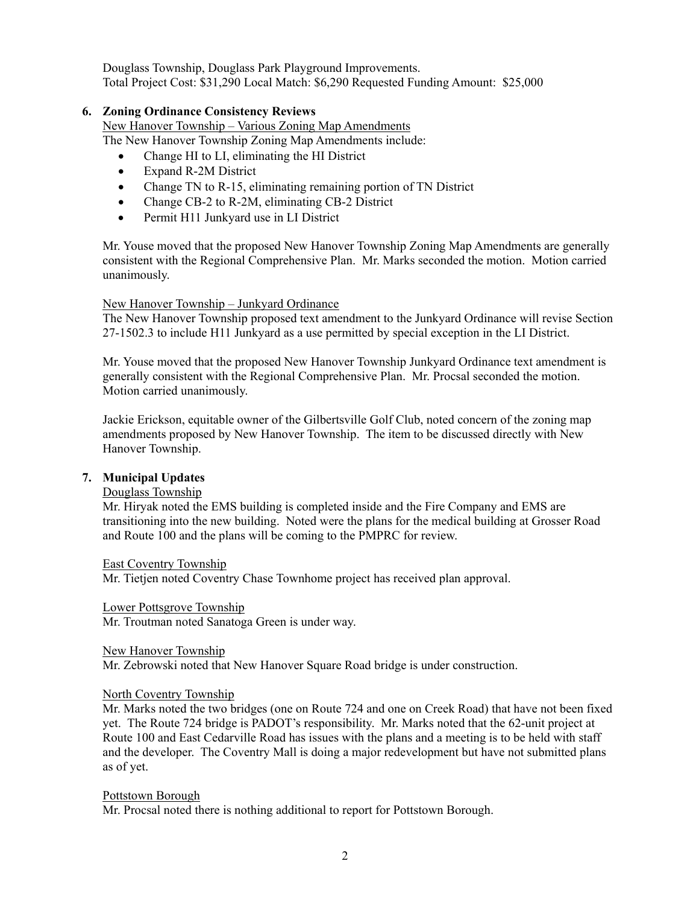Douglass Township, Douglass Park Playground Improvements.
Total Project Cost: $31,290 Local Match: $6,290 Requested Funding Amount: $25,000

**6. Zoning Ordinance Consistency Reviews**

New Hanover Township – Various Zoning Map Amendments

The New Hanover Township Zoning Map Amendments include:

- Change HI to LI, eliminating the HI District
- Expand R-2M District
- Change TN to R-15, eliminating remaining portion of TN District
- Change CB-2 to R-2M, eliminating CB-2 District
- Permit H11 Junkyard use in LI District

Mr. Youse moved that the proposed New Hanover Township Zoning Map Amendments are generally consistent with the Regional Comprehensive Plan. Mr. Marks seconded the motion. Motion carried unanimously.

New Hanover Township – Junkyard Ordinance

The New Hanover Township proposed text amendment to the Junkyard Ordinance will revise Section 27-1502.3 to include H11 Junkyard as a use permitted by special exception in the LI District.

Mr. Youse moved that the proposed New Hanover Township Junkyard Ordinance text amendment is generally consistent with the Regional Comprehensive Plan. Mr. Procsal seconded the motion. Motion carried unanimously.

Jackie Erickson, equitable owner of the Gilbertsville Golf Club, noted concern of the zoning map amendments proposed by New Hanover Township. The item to be discussed directly with New Hanover Township.

**7. Municipal Updates**

Douglass Township

Mr. Hiryak noted the EMS building is completed inside and the Fire Company and EMS are transitioning into the new building. Noted were the plans for the medical building at Grosser Road and Route 100 and the plans will be coming to the PMPRC for review.

East Coventry Township

Mr. Tietjen noted Coventry Chase Townhome project has received plan approval.

Lower Pottsgrove Township

Mr. Troutman noted Sanatoga Green is under way.

New Hanover Township

Mr. Zebrowski noted that New Hanover Square Road bridge is under construction.

North Coventry Township

Mr. Marks noted the two bridges (one on Route 724 and one on Creek Road) that have not been fixed yet. The Route 724 bridge is PADOT's responsibility. Mr. Marks noted that the 62-unit project at Route 100 and East Cedarville Road has issues with the plans and a meeting is to be held with staff and the developer. The Coventry Mall is doing a major redevelopment but have not submitted plans as of yet.

Pottstown Borough

Mr. Procsal noted there is nothing additional to report for Pottstown Borough.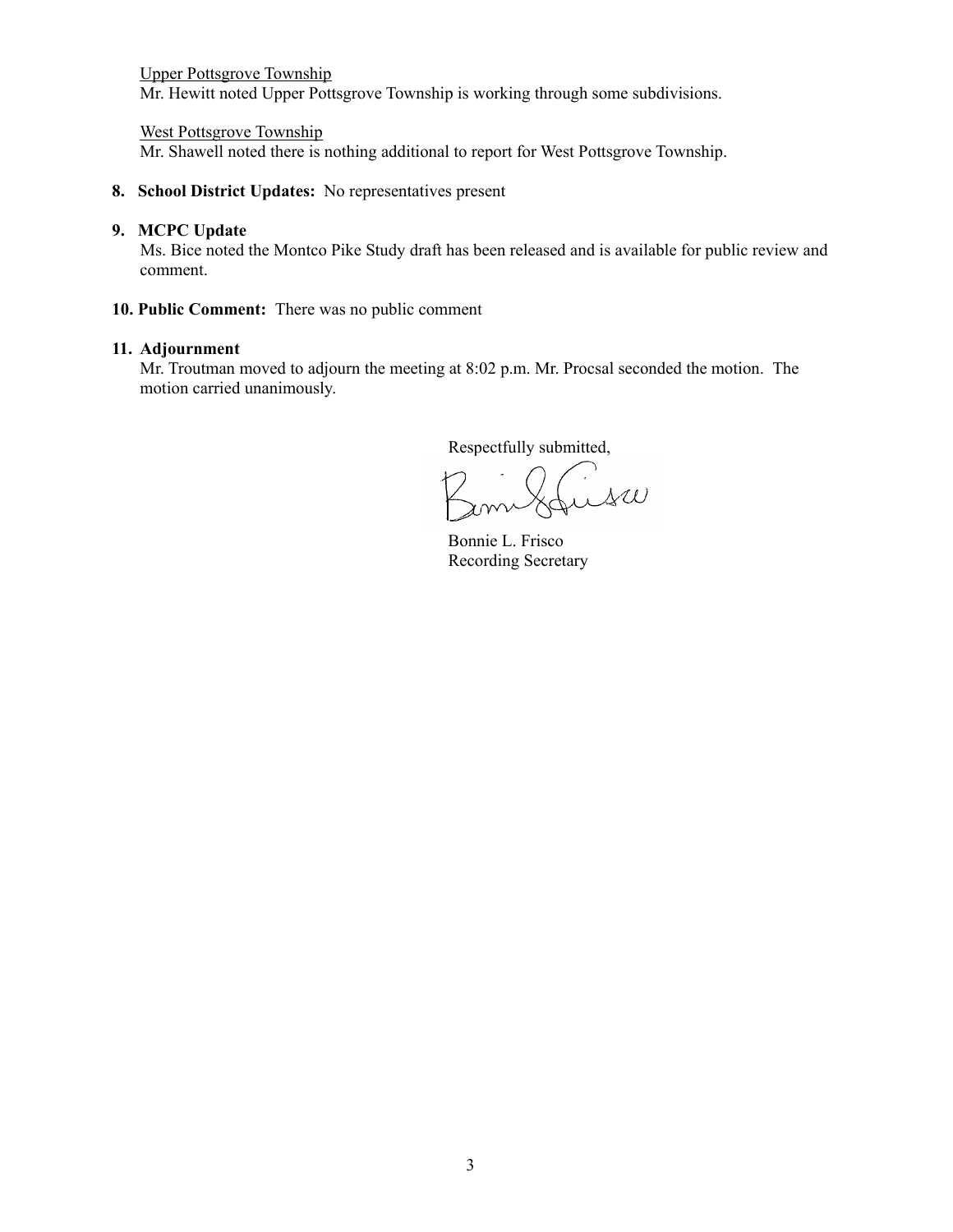Upper Pottsgrove Township

Mr. Hewitt noted Upper Pottsgrove Township is working through some subdivisions.

West Pottsgrove Township

Mr. Shawell noted there is nothing additional to report for West Pottsgrove Township.

**8. School District Updates:** No representatives present

**9. MCPC Update**

Ms. Bice noted the Montco Pike Study draft has been released and is available for public review and comment.

**10. Public Comment:** There was no public comment

**11. Adjournment**

Mr. Troutman moved to adjourn the meeting at 8:02 p.m. Mr. Procsal seconded the motion. The motion carried unanimously.

Respectfully submitted,

Bonnie L. Frisco
Recording Secretary